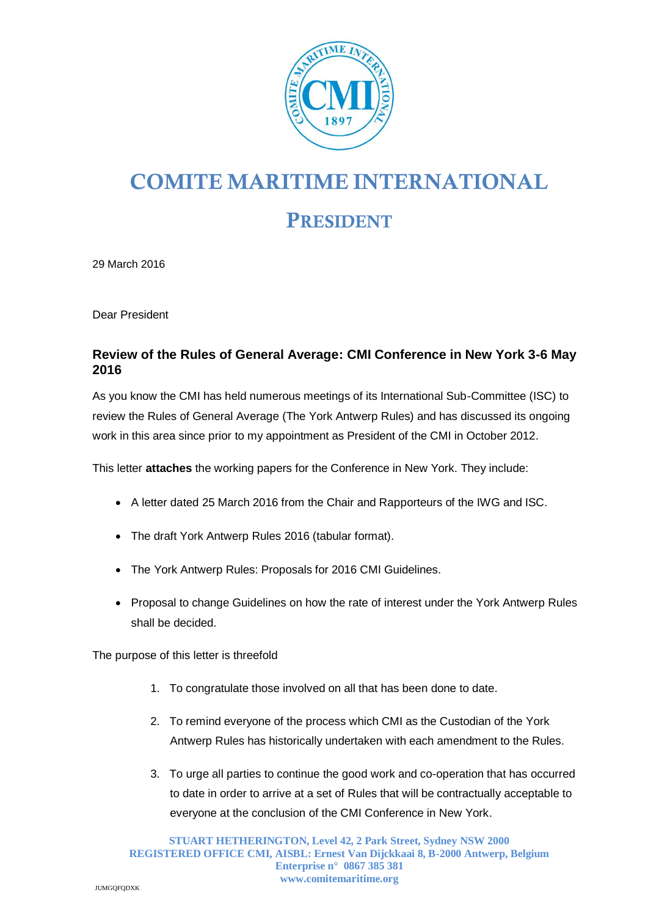# COMITE MARITIME INTERNATIONAL

## PRESIDENT

29 March 2016

Dear President

### Review of the Rules of General Average: CMI Conference in New York 3-6 May 2016

As you know the CMI has held numerous meetings of its International Sub-Committee (ISC) to review the Rules of General Average (The York Antwerp Rules) and has discussed its ongoing work in this area since prior to my appointment as President of the CMI in October 2012.

This letter **attaches** the working papers for the Conference in New York. They include:

- A letter dated 25 March 2016 from the Chair and Rapporteurs of the IWG and ISC.
- The draft York Antwerp Rules 2016 (tabular format).
- The York Antwerp Rules: Proposals for 2016 CMI Guidelines.
- Proposal to change Guidelines on how the rate of interest under the York Antwerp Rules shall be decided.

The purpose of this letter is threefold

1. To congratulate those involved on all that has been done to date.
2. To remind everyone of the process which CMI as the Custodian of the York Antwerp Rules has historically undertaken with each amendment to the Rules.
3. To urge all parties to continue the good work and co-operation that has occurred to date in order to arrive at a set of Rules that will be contractually acceptable to everyone at the conclusion of the CMI Conference in New York.

STUART HETHERINGTON, Level 42, 2 Park Street, Sydney NSW 2000
REGISTERED OFFICE CMI, AISBL: Ernest Van Dijckkaai 8, B-2000 Antwerp, Belgium
Enterprise n° 0867 385 381
www.comitemaritime.org

JUMGQFQDXK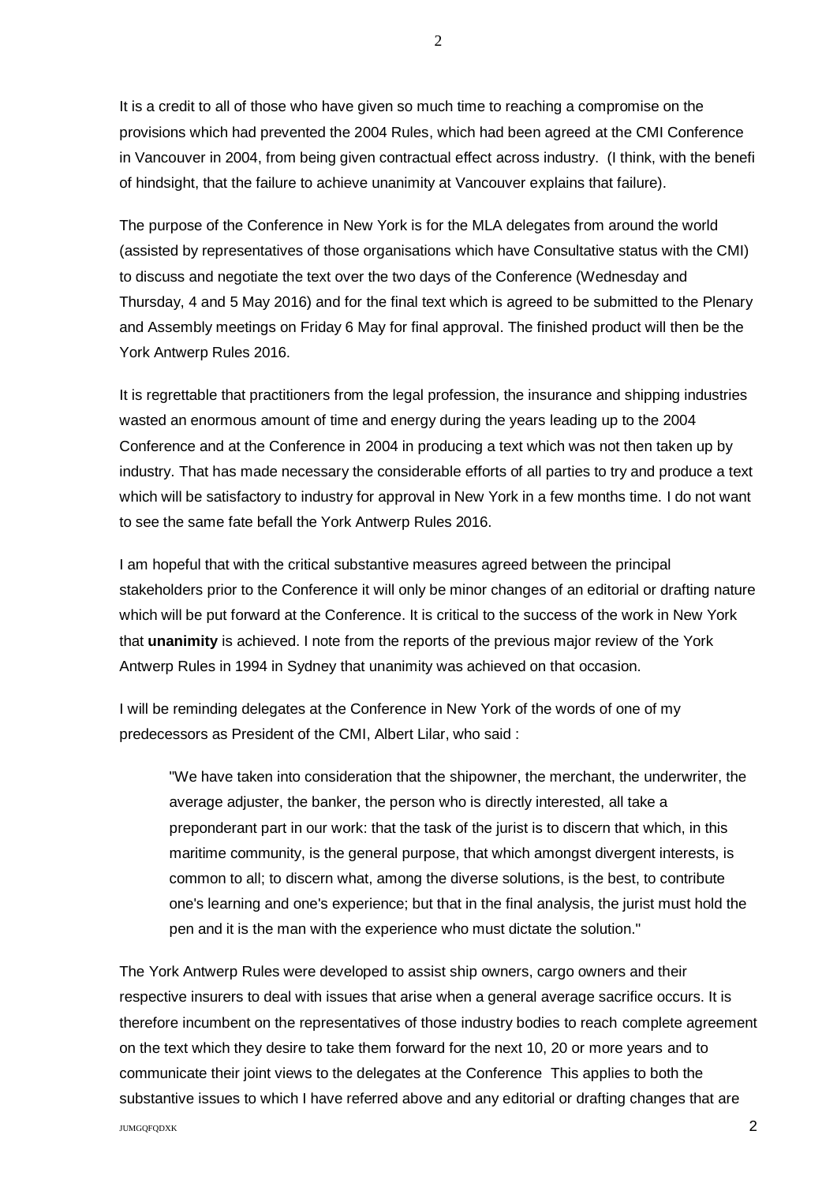It is a credit to all of those who have given so much time to reaching a compromise on the provisions which had prevented the 2004 Rules, which had been agreed at the CMI Conference in Vancouver in 2004, from being given contractual effect across industry. (I think, with the benefi of hindsight, that the failure to achieve unanimity at Vancouver explains that failure).

The purpose of the Conference in New York is for the MLA delegates from around the world (assisted by representatives of those organisations which have Consultative status with the CMI) to discuss and negotiate the text over the two days of the Conference (Wednesday and Thursday, 4 and 5 May 2016) and for the final text which is agreed to be submitted to the Plenary and Assembly meetings on Friday 6 May for final approval. The finished product will then be the York Antwerp Rules 2016.

It is regrettable that practitioners from the legal profession, the insurance and shipping industries wasted an enormous amount of time and energy during the years leading up to the 2004 Conference and at the Conference in 2004 in producing a text which was not then taken up by industry. That has made necessary the considerable efforts of all parties to try and produce a text which will be satisfactory to industry for approval in New York in a few months time. I do not want to see the same fate befall the York Antwerp Rules 2016.

I am hopeful that with the critical substantive measures agreed between the principal stakeholders prior to the Conference it will only be minor changes of an editorial or drafting nature which will be put forward at the Conference. It is critical to the success of the work in New York that **unanimity** is achieved. I note from the reports of the previous major review of the York Antwerp Rules in 1994 in Sydney that unanimity was achieved on that occasion.

I will be reminding delegates at the Conference in New York of the words of one of my predecessors as President of the CMI, Albert Lilar, who said :

> "We have taken into consideration that the shipowner, the merchant, the underwriter, the average adjuster, the banker, the person who is directly interested, all take a preponderant part in our work: that the task of the jurist is to discern that which, in this maritime community, is the general purpose, that which amongst divergent interests, is common to all; to discern what, among the diverse solutions, is the best, to contribute one's learning and one's experience; but that in the final analysis, the jurist must hold the pen and it is the man with the experience who must dictate the solution."

The York Antwerp Rules were developed to assist ship owners, cargo owners and their respective insurers to deal with issues that arise when a general average sacrifice occurs. It is therefore incumbent on the representatives of those industry bodies to reach complete agreement on the text which they desire to take them forward for the next 10, 20 or more years and to communicate their joint views to the delegates at the Conference This applies to both the substantive issues to which I have referred above and any editorial or drafting changes that are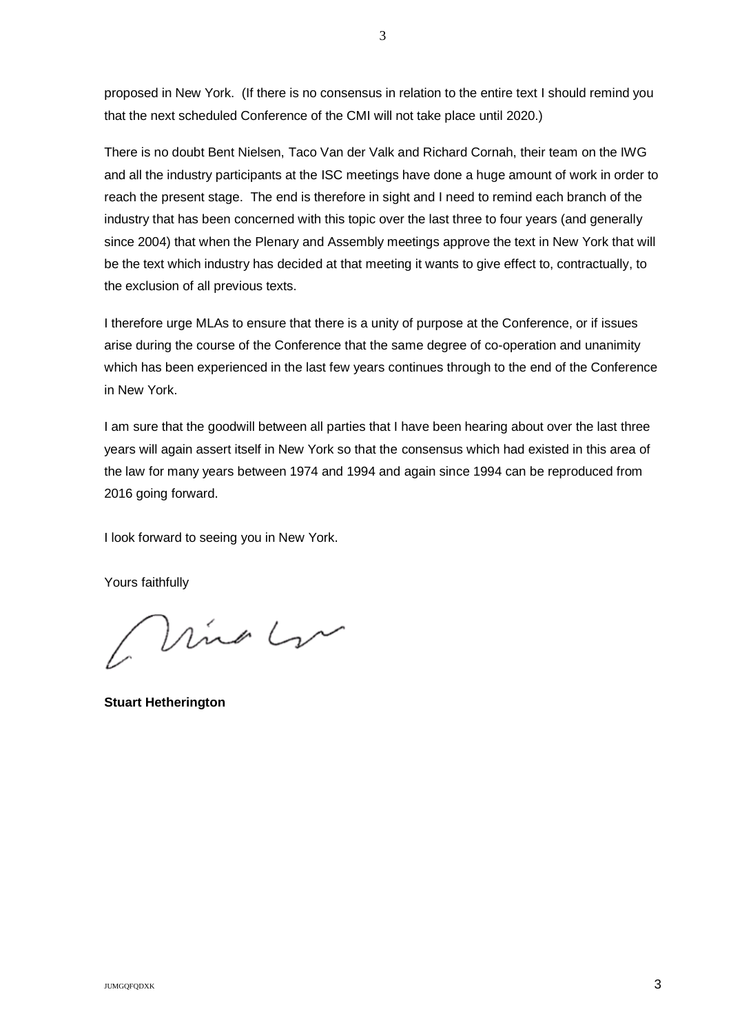proposed in New York. (If there is no consensus in relation to the entire text I should remind you that the next scheduled Conference of the CMI will not take place until 2020.)

There is no doubt Bent Nielsen, Taco Van der Valk and Richard Cornah, their team on the IWG and all the industry participants at the ISC meetings have done a huge amount of work in order to reach the present stage. The end is therefore in sight and I need to remind each branch of the industry that has been concerned with this topic over the last three to four years (and generally since 2004) that when the Plenary and Assembly meetings approve the text in New York that will be the text which industry has decided at that meeting it wants to give effect to, contractually, to the exclusion of all previous texts.

I therefore urge MLAs to ensure that there is a unity of purpose at the Conference, or if issues arise during the course of the Conference that the same degree of co-operation and unanimity which has been experienced in the last few years continues through to the end of the Conference in New York.

I am sure that the goodwill between all parties that I have been hearing about over the last three years will again assert itself in New York so that the consensus which had existed in this area of the law for many years between 1974 and 1994 and again since 1994 can be reproduced from 2016 going forward.

I look forward to seeing you in New York.

Yours faithfully

**Stuart Hetherington**

JUMGQFQDXK